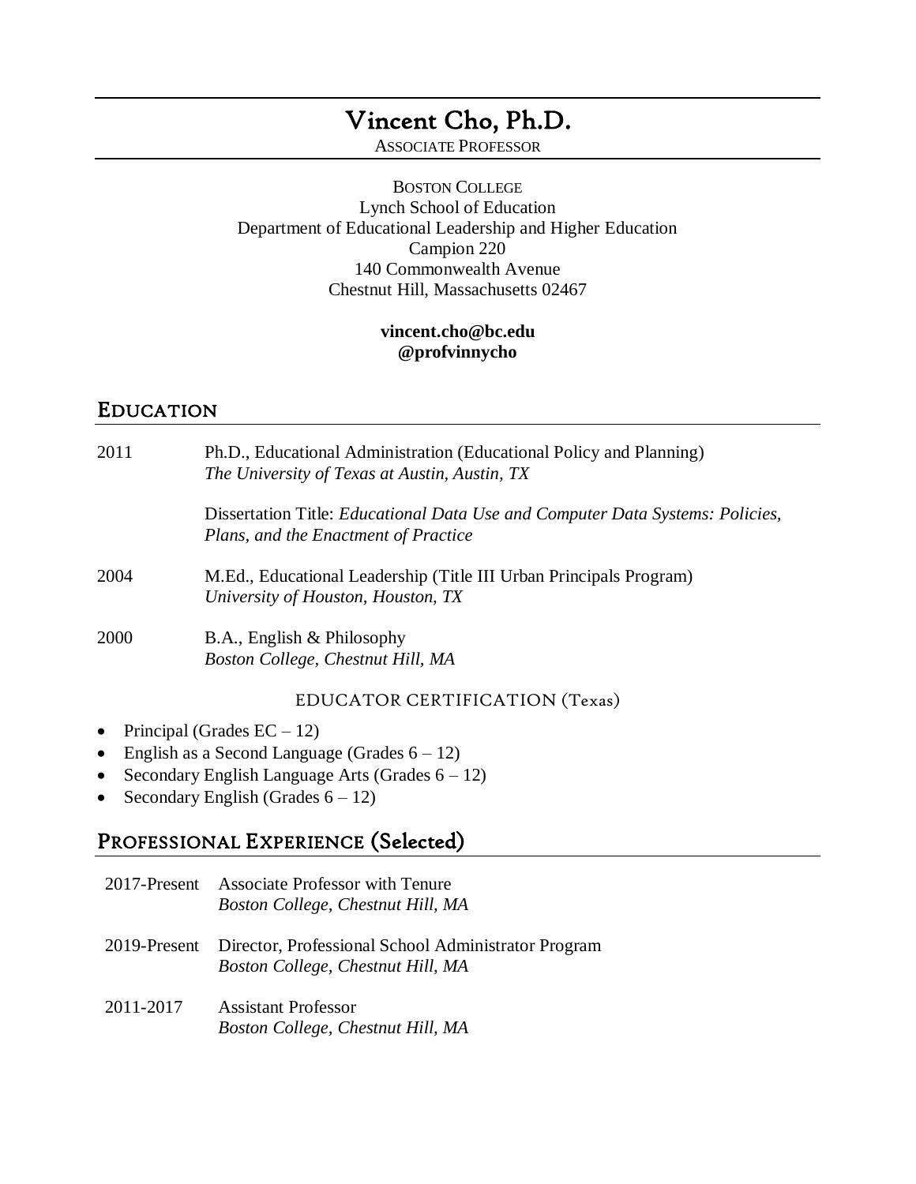# Vincent Cho, Ph.D.

ASSOCIATE PROFESSOR

BOSTON COLLEGE
Lynch School of Education
Department of Educational Leadership and Higher Education
Campion 220
140 Commonwealth Avenue
Chestnut Hill, Massachusetts 02467

**vincent.cho@bc.edu**
**@profvinnycho**

## EDUCATION

2011 Ph.D., Educational Administration (Educational Policy and Planning)
*The University of Texas at Austin, Austin, TX*

Dissertation Title: *Educational Data Use and Computer Data Systems: Policies, Plans, and the Enactment of Practice*

2004 M.Ed., Educational Leadership (Title III Urban Principals Program)
*University of Houston, Houston, TX*

2000 B.A., English & Philosophy
*Boston College, Chestnut Hill, MA*

### EDUCATOR CERTIFICATION (Texas)

- Principal (Grades EC – 12)
- English as a Second Language (Grades 6 – 12)
- Secondary English Language Arts (Grades 6 – 12)
- Secondary English (Grades 6 – 12)

## PROFESSIONAL EXPERIENCE (Selected)

2017-Present Associate Professor with Tenure
*Boston College, Chestnut Hill, MA*

2019-Present Director, Professional School Administrator Program
*Boston College, Chestnut Hill, MA*

2011-2017 Assistant Professor
*Boston College, Chestnut Hill, MA*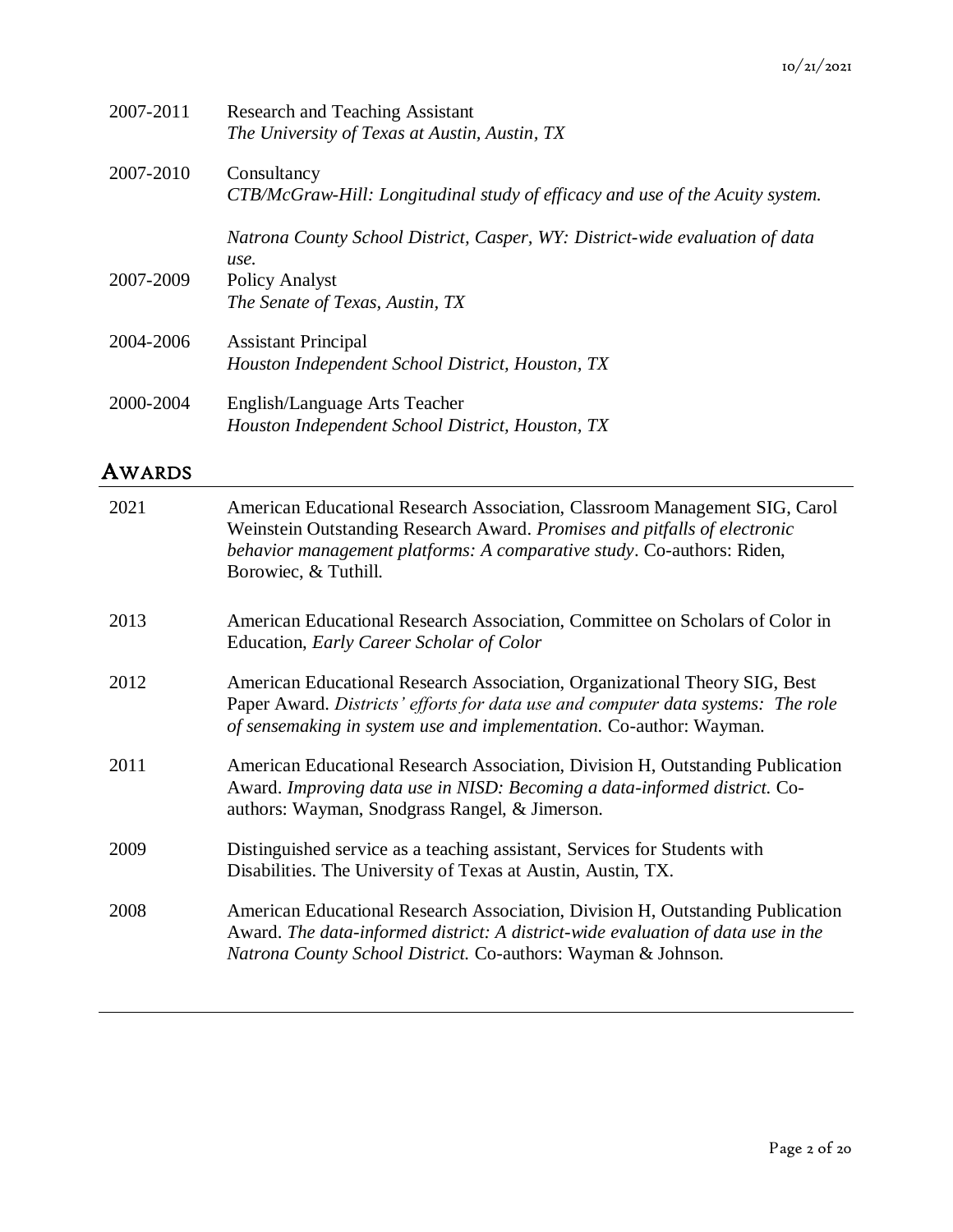2007-2011 Research and Teaching Assistant
*The University of Texas at Austin, Austin, TX*

2007-2010 Consultancy
*CTB/McGraw-Hill: Longitudinal study of efficacy and use of the Acuity system.*

*Natrona County School District, Casper, WY: District-wide evaluation of data use.*

2007-2009 Policy Analyst
*The Senate of Texas, Austin, TX*

2004-2006 Assistant Principal
*Houston Independent School District, Houston, TX*

2000-2004 English/Language Arts Teacher
*Houston Independent School District, Houston, TX*

## AWARDS

2021 American Educational Research Association, Classroom Management SIG, Carol Weinstein Outstanding Research Award. *Promises and pitfalls of electronic behavior management platforms: A comparative study*. Co-authors: Riden, Borowiec, & Tuthill.

2013 American Educational Research Association, Committee on Scholars of Color in Education, *Early Career Scholar of Color*

2012 American Educational Research Association, Organizational Theory SIG, Best Paper Award. *Districts' efforts for data use and computer data systems: The role of sensemaking in system use and implementation.* Co-author: Wayman.

2011 American Educational Research Association, Division H, Outstanding Publication Award. *Improving data use in NISD: Becoming a data-informed district.* Co-authors: Wayman, Snodgrass Rangel, & Jimerson.

2009 Distinguished service as a teaching assistant, Services for Students with Disabilities. The University of Texas at Austin, Austin, TX.

2008 American Educational Research Association, Division H, Outstanding Publication Award. *The data-informed district: A district-wide evaluation of data use in the Natrona County School District.* Co-authors: Wayman & Johnson.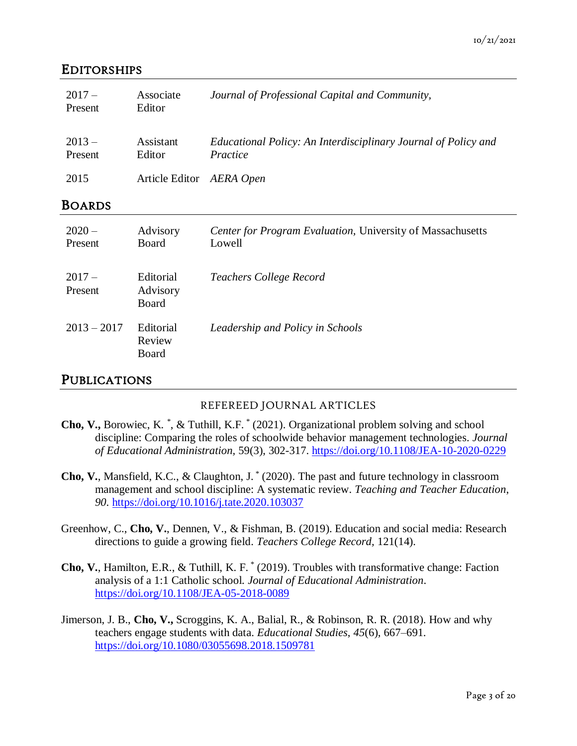## EDITORSHIPS

| | | |
|---|---|---|
| 2017 – Present | Associate Editor | *Journal of Professional Capital and Community,* |
| 2013 – Present | Assistant Editor | *Educational Policy: An Interdisciplinary Journal of Policy and Practice* |
| 2015 | Article Editor | *AERA Open* |

## BOARDS

| | | |
|---|---|---|
| 2020 – Present | Advisory Board | *Center for Program Evaluation,* University of Massachusetts Lowell |
| 2017 – Present | Editorial Advisory Board | *Teachers College Record* |
| 2013 – 2017 | Editorial Review Board | *Leadership and Policy in Schools* |

## PUBLICATIONS

### REFEREED JOURNAL ARTICLES

**Cho, V.,** Borowiec, K. *, & Tuthill, K.F. * (2021). Organizational problem solving and school discipline: Comparing the roles of schoolwide behavior management technologies. *Journal of Educational Administration,* 59(3), 302-317. https://doi.org/10.1108/JEA-10-2020-0229

**Cho, V.**, Mansfield, K.C., & Claughton, J. * (2020). The past and future technology in classroom management and school discipline: A systematic review. *Teaching and Teacher Education, 90*. https://doi.org/10.1016/j.tate.2020.103037

Greenhow, C., **Cho, V.**, Dennen, V., & Fishman, B. (2019). Education and social media: Research directions to guide a growing field. *Teachers College Record,* 121(14).

**Cho, V.**, Hamilton, E.R., & Tuthill, K. F. * (2019). Troubles with transformative change: Faction analysis of a 1:1 Catholic school. *Journal of Educational Administration*. https://doi.org/10.1108/JEA-05-2018-0089

Jimerson, J. B., **Cho, V.,** Scroggins, K. A., Balial, R., & Robinson, R. R. (2018). How and why teachers engage students with data. *Educational Studies*, *45*(6), 667–691. https://doi.org/10.1080/03055698.2018.1509781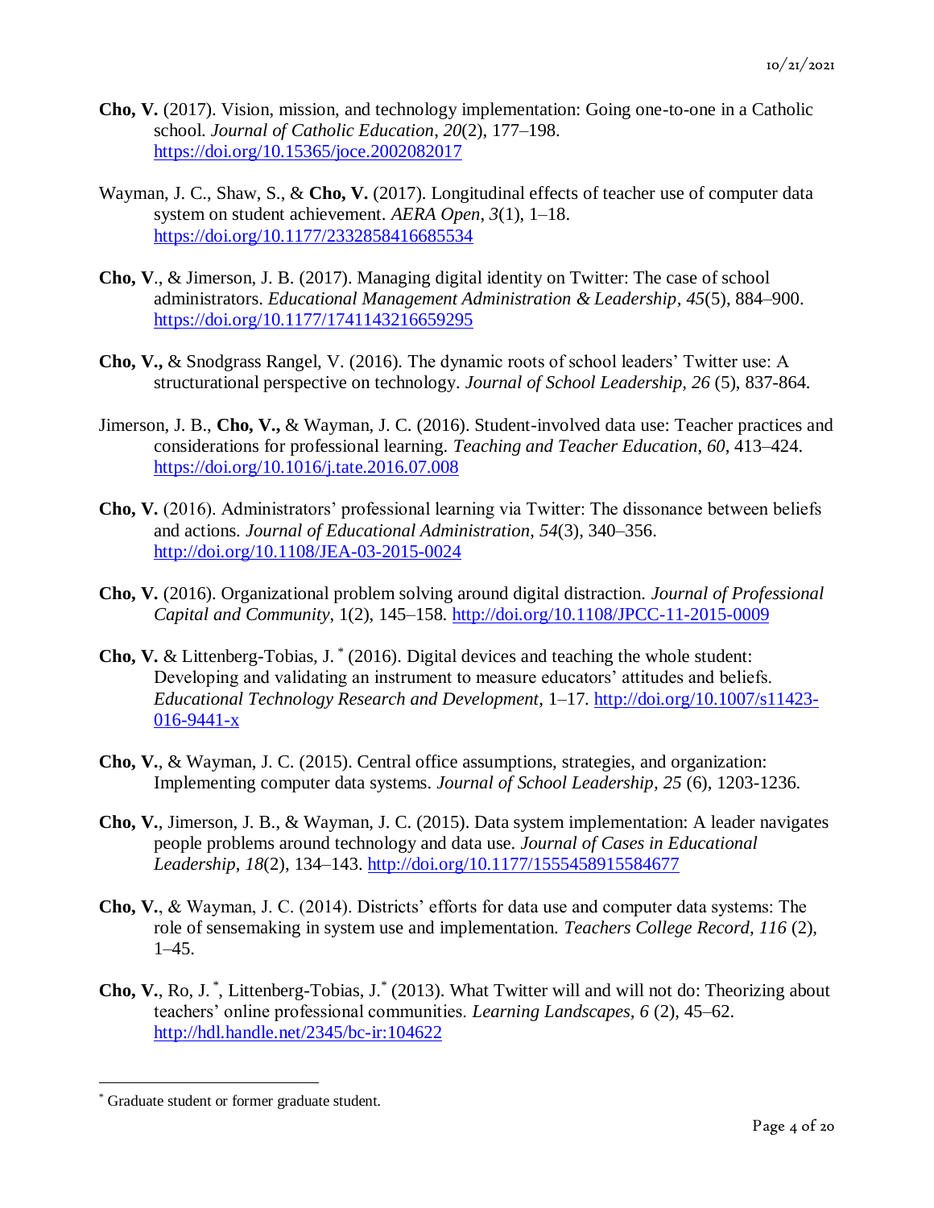**Cho, V.** (2017). Vision, mission, and technology implementation: Going one-to-one in a Catholic school. *Journal of Catholic Education*, *20*(2), 177–198. https://doi.org/10.15365/joce.2002082017

Wayman, J. C., Shaw, S., & **Cho, V.** (2017). Longitudinal effects of teacher use of computer data system on student achievement. *AERA Open*, *3*(1), 1–18. https://doi.org/10.1177/2332858416685534

**Cho, V**., & Jimerson, J. B. (2017). Managing digital identity on Twitter: The case of school administrators. *Educational Management Administration & Leadership*, *45*(5), 884–900. https://doi.org/10.1177/1741143216659295

**Cho, V.,** & Snodgrass Rangel, V. (2016). The dynamic roots of school leaders' Twitter use: A structurational perspective on technology. *Journal of School Leadership, 26* (5), 837-864.

Jimerson, J. B., **Cho, V.,** & Wayman, J. C. (2016). Student-involved data use: Teacher practices and considerations for professional learning. *Teaching and Teacher Education*, *60*, 413–424. https://doi.org/10.1016/j.tate.2016.07.008

**Cho, V.** (2016). Administrators' professional learning via Twitter: The dissonance between beliefs and actions. *Journal of Educational Administration*, *54*(3), 340–356. http://doi.org/10.1108/JEA-03-2015-0024

**Cho, V.** (2016). Organizational problem solving around digital distraction. *Journal of Professional Capital and Community*, 1(2), 145–158. http://doi.org/10.1108/JPCC-11-2015-0009

**Cho, V.** & Littenberg-Tobias, J. [*] (2016). Digital devices and teaching the whole student: Developing and validating an instrument to measure educators' attitudes and beliefs. *Educational Technology Research and Development*, 1–17. http://doi.org/10.1007/s11423-016-9441-x

**Cho, V.**, & Wayman, J. C. (2015). Central office assumptions, strategies, and organization: Implementing computer data systems. *Journal of School Leadership, 25* (6), 1203-1236.

**Cho, V.**, Jimerson, J. B., & Wayman, J. C. (2015). Data system implementation: A leader navigates people problems around technology and data use. *Journal of Cases in Educational Leadership*, *18*(2), 134–143. http://doi.org/10.1177/1555458915584677

**Cho, V.**, & Wayman, J. C. (2014). Districts' efforts for data use and computer data systems: The role of sensemaking in system use and implementation. *Teachers College Record, 116* (2), 1–45.

**Cho, V.**, Ro, J. [*], Littenberg-Tobias, J.[*] (2013). What Twitter will and will not do: Theorizing about teachers' online professional communities. *Learning Landscapes, 6* (2), 45–62. http://hdl.handle.net/2345/bc-ir:104622

---

[*] Graduate student or former graduate student.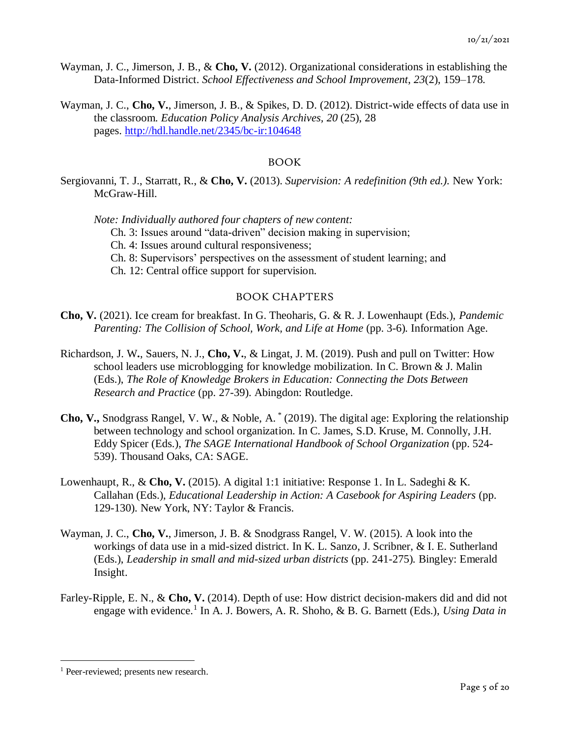Wayman, J. C., Jimerson, J. B., & **Cho, V.** (2012). Organizational considerations in establishing the Data-Informed District. *School Effectiveness and School Improvement*, *23*(2), 159–178.

Wayman, J. C., **Cho, V.**, Jimerson, J. B., & Spikes, D. D. (2012). District-wide effects of data use in the classroom. *Education Policy Analysis Archives*, *20* (25), 28 pages. http://hdl.handle.net/2345/bc-ir:104648

## BOOK

Sergiovanni, T. J., Starratt, R., & **Cho, V.** (2013). *Supervision: A redefinition (9th ed.).* New York: McGraw-Hill.

*Note: Individually authored four chapters of new content:*

Ch. 3: Issues around "data-driven" decision making in supervision;
Ch. 4: Issues around cultural responsiveness;
Ch. 8: Supervisors' perspectives on the assessment of student learning; and
Ch. 12: Central office support for supervision.

## BOOK CHAPTERS

**Cho, V.** (2021). Ice cream for breakfast. In G. Theoharis, G. & R. J. Lowenhaupt (Eds.), *Pandemic Parenting: The Collision of School, Work, and Life at Home* (pp. 3-6). Information Age.

Richardson, J. W., Sauers, N. J., **Cho, V.**, & Lingat, J. M. (2019). Push and pull on Twitter: How school leaders use microblogging for knowledge mobilization. In C. Brown & J. Malin (Eds.), *The Role of Knowledge Brokers in Education: Connecting the Dots Between Research and Practice* (pp. 27-39). Abingdon: Routledge.

**Cho, V.,** Snodgrass Rangel, V. W., & Noble, A. * (2019). The digital age: Exploring the relationship between technology and school organization. In C. James, S.D. Kruse, M. Connolly, J.H. Eddy Spicer (Eds.), *The SAGE International Handbook of School Organization* (pp. 524-539). Thousand Oaks, CA: SAGE.

Lowenhaupt, R., & **Cho, V.** (2015). A digital 1:1 initiative: Response 1. In L. Sadeghi & K. Callahan (Eds.), *Educational Leadership in Action: A Casebook for Aspiring Leaders* (pp. 129-130). New York, NY: Taylor & Francis.

Wayman, J. C., **Cho, V.**, Jimerson, J. B. & Snodgrass Rangel, V. W. (2015). A look into the workings of data use in a mid-sized district. In K. L. Sanzo, J. Scribner, & I. E. Sutherland (Eds.), *Leadership in small and mid-sized urban districts* (pp. 241-275). Bingley: Emerald Insight.

Farley-Ripple, E. N., & **Cho, V.** (2014). Depth of use: How district decision-makers did and did not engage with evidence.[1] In A. J. Bowers, A. R. Shoho, & B. G. Barnett (Eds.), *Using Data in*

[1] Peer-reviewed; presents new research.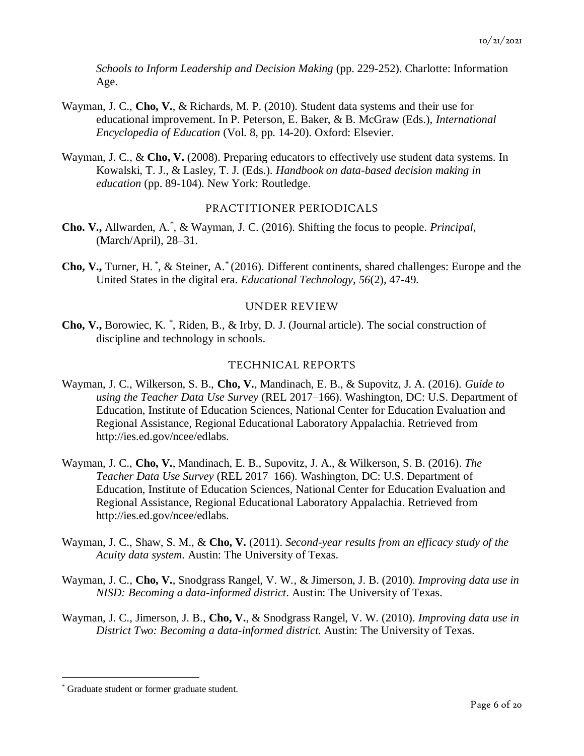*Schools to Inform Leadership and Decision Making* (pp. 229-252). Charlotte: Information Age.

Wayman, J. C., **Cho, V.**, & Richards, M. P. (2010). Student data systems and their use for educational improvement. In P. Peterson, E. Baker, & B. McGraw (Eds.), *International Encyclopedia of Education* (Vol. 8, pp. 14-20). Oxford: Elsevier.

Wayman, J. C., & **Cho, V.** (2008). Preparing educators to effectively use student data systems. In Kowalski, T. J., & Lasley, T. J. (Eds.). *Handbook on data-based decision making in education* (pp. 89-104). New York: Routledge.

## PRACTITIONER PERIODICALS

**Cho. V.,** Allwarden, A.*, & Wayman, J. C. (2016). Shifting the focus to people. *Principal*, (March/April), 28–31.

**Cho, V.,** Turner, H. *, & Steiner, A.* (2016). Different continents, shared challenges: Europe and the United States in the digital era. *Educational Technology, 56*(2), 47-49.

## UNDER REVIEW

**Cho, V.,** Borowiec, K. *, Riden, B., & Irby, D. J. (Journal article). The social construction of discipline and technology in schools.

## TECHNICAL REPORTS

Wayman, J. C., Wilkerson, S. B., **Cho, V.**, Mandinach, E. B., & Supovitz, J. A. (2016). *Guide to using the Teacher Data Use Survey* (REL 2017–166). Washington, DC: U.S. Department of Education, Institute of Education Sciences, National Center for Education Evaluation and Regional Assistance, Regional Educational Laboratory Appalachia. Retrieved from http://ies.ed.gov/ncee/edlabs.

Wayman, J. C., **Cho, V.**, Mandinach, E. B., Supovitz, J. A., & Wilkerson, S. B. (2016). *The Teacher Data Use Survey* (REL 2017–166). Washington, DC: U.S. Department of Education, Institute of Education Sciences, National Center for Education Evaluation and Regional Assistance, Regional Educational Laboratory Appalachia. Retrieved from http://ies.ed.gov/ncee/edlabs.

Wayman, J. C., Shaw, S. M., & **Cho, V.** (2011). *Second-year results from an efficacy study of the Acuity data system*. Austin: The University of Texas.

Wayman, J. C., **Cho, V.**, Snodgrass Rangel, V. W., & Jimerson, J. B. (2010). *Improving data use in NISD: Becoming a data-informed district*. Austin: The University of Texas.

Wayman, J. C., Jimerson, J. B., **Cho, V.**, & Snodgrass Rangel, V. W. (2010). *Improving data use in District Two: Becoming a data-informed district.* Austin: The University of Texas.

* Graduate student or former graduate student.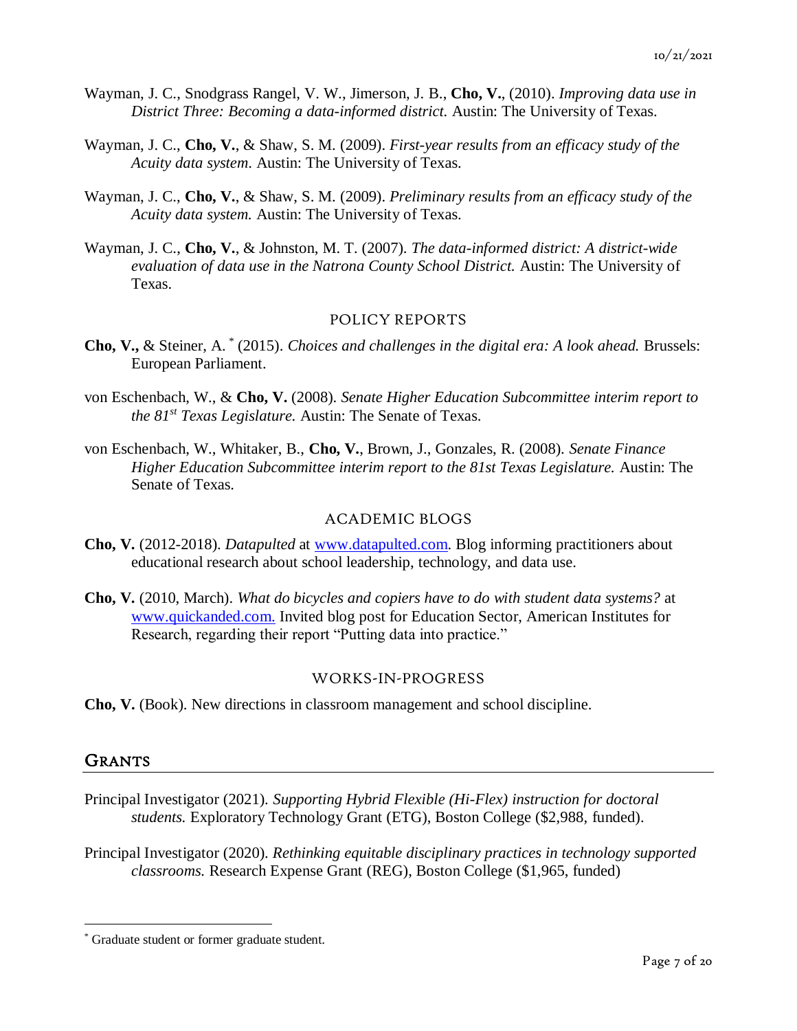Wayman, J. C., Snodgrass Rangel, V. W., Jimerson, J. B., **Cho, V.**, (2010). *Improving data use in District Three: Becoming a data-informed district.* Austin: The University of Texas.

Wayman, J. C., **Cho, V.**, & Shaw, S. M. (2009). *First-year results from an efficacy study of the Acuity data system*. Austin: The University of Texas.

Wayman, J. C., **Cho, V.**, & Shaw, S. M. (2009). *Preliminary results from an efficacy study of the Acuity data system.* Austin: The University of Texas.

Wayman, J. C., **Cho, V.**, & Johnston, M. T. (2007). *The data-informed district: A district-wide evaluation of data use in the Natrona County School District.* Austin: The University of Texas.

### POLICY REPORTS

**Cho, V.,** & Steiner, A. * (2015). *Choices and challenges in the digital era: A look ahead.* Brussels: European Parliament.

von Eschenbach, W., & **Cho, V.** (2008). *Senate Higher Education Subcommittee interim report to the 81st Texas Legislature.* Austin: The Senate of Texas.

von Eschenbach, W., Whitaker, B., **Cho, V.**, Brown, J., Gonzales, R. (2008). *Senate Finance Higher Education Subcommittee interim report to the 81st Texas Legislature.* Austin: The Senate of Texas.

### ACADEMIC BLOGS

**Cho, V.** (2012-2018). *Datapulted* at www.datapulted.com. Blog informing practitioners about educational research about school leadership, technology, and data use.

**Cho, V.** (2010, March). *What do bicycles and copiers have to do with student data systems?* at www.quickanded.com. Invited blog post for Education Sector, American Institutes for Research, regarding their report "Putting data into practice."

### WORKS-IN-PROGRESS

**Cho, V.** (Book). New directions in classroom management and school discipline.

## GRANTS

Principal Investigator (2021). *Supporting Hybrid Flexible (Hi-Flex) instruction for doctoral students.* Exploratory Technology Grant (ETG), Boston College ($2,988, funded).

Principal Investigator (2020). *Rethinking equitable disciplinary practices in technology supported classrooms.* Research Expense Grant (REG), Boston College ($1,965, funded)

---

* Graduate student or former graduate student.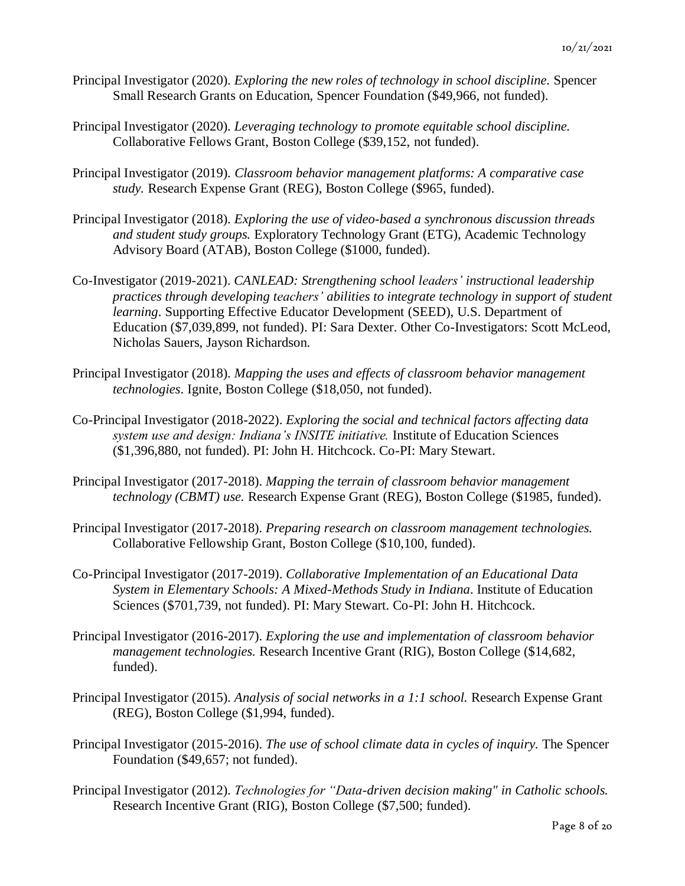Principal Investigator (2020). *Exploring the new roles of technology in school discipline.* Spencer Small Research Grants on Education, Spencer Foundation ($49,966, not funded).

Principal Investigator (2020). *Leveraging technology to promote equitable school discipline.* Collaborative Fellows Grant, Boston College ($39,152, not funded).

Principal Investigator (2019). *Classroom behavior management platforms: A comparative case study.* Research Expense Grant (REG), Boston College ($965, funded).

Principal Investigator (2018). *Exploring the use of video-based a synchronous discussion threads and student study groups.* Exploratory Technology Grant (ETG), Academic Technology Advisory Board (ATAB), Boston College ($1000, funded).

Co-Investigator (2019-2021). *CANLEAD: Strengthening school leaders' instructional leadership practices through developing teachers' abilities to integrate technology in support of student learning*. Supporting Effective Educator Development (SEED), U.S. Department of Education ($7,039,899, not funded). PI: Sara Dexter. Other Co-Investigators: Scott McLeod, Nicholas Sauers, Jayson Richardson.

Principal Investigator (2018). *Mapping the uses and effects of classroom behavior management technologies*. Ignite, Boston College ($18,050, not funded).

Co-Principal Investigator (2018-2022). *Exploring the social and technical factors affecting data system use and design: Indiana's INSITE initiative.* Institute of Education Sciences ($1,396,880, not funded). PI: John H. Hitchcock. Co-PI: Mary Stewart.

Principal Investigator (2017-2018). *Mapping the terrain of classroom behavior management technology (CBMT) use.* Research Expense Grant (REG), Boston College ($1985, funded).

Principal Investigator (2017-2018). *Preparing research on classroom management technologies.* Collaborative Fellowship Grant, Boston College ($10,100, funded).

Co-Principal Investigator (2017-2019). *Collaborative Implementation of an Educational Data System in Elementary Schools: A Mixed-Methods Study in Indiana*. Institute of Education Sciences ($701,739, not funded). PI: Mary Stewart. Co-PI: John H. Hitchcock.

Principal Investigator (2016-2017). *Exploring the use and implementation of classroom behavior management technologies.* Research Incentive Grant (RIG), Boston College ($14,682, funded).

Principal Investigator (2015). *Analysis of social networks in a 1:1 school.* Research Expense Grant (REG), Boston College ($1,994, funded).

Principal Investigator (2015-2016). *The use of school climate data in cycles of inquiry.* The Spencer Foundation ($49,657; not funded).

Principal Investigator (2012). *Technologies for "Data-driven decision making" in Catholic schools.* Research Incentive Grant (RIG), Boston College ($7,500; funded).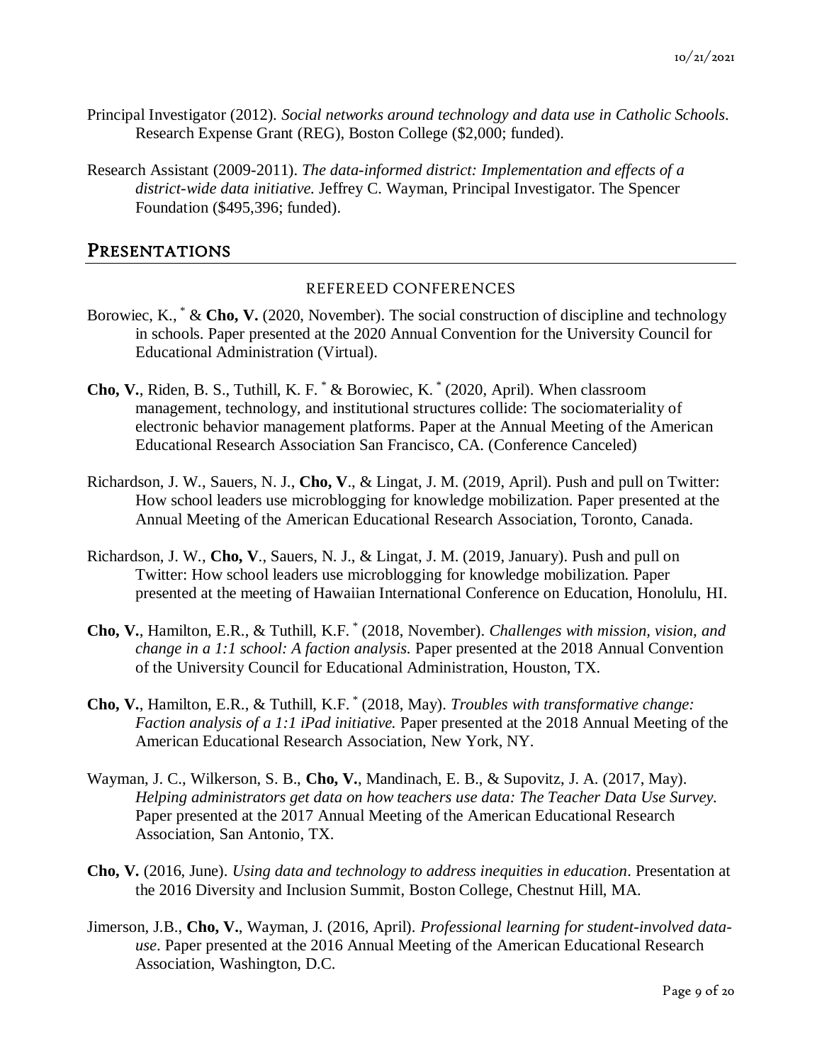Principal Investigator (2012). *Social networks around technology and data use in Catholic Schools*. Research Expense Grant (REG), Boston College ($2,000; funded).

Research Assistant (2009-2011). *The data-informed district: Implementation and effects of a district-wide data initiative.* Jeffrey C. Wayman, Principal Investigator. The Spencer Foundation ($495,396; funded).

## Presentations

### Refereed Conferences

Borowiec, K., * & **Cho, V.** (2020, November). The social construction of discipline and technology in schools. Paper presented at the 2020 Annual Convention for the University Council for Educational Administration (Virtual).

**Cho, V.**, Riden, B. S., Tuthill, K. F. * & Borowiec, K. * (2020, April). When classroom management, technology, and institutional structures collide: The sociomateriality of electronic behavior management platforms. Paper at the Annual Meeting of the American Educational Research Association San Francisco, CA. (Conference Canceled)

Richardson, J. W., Sauers, N. J., **Cho, V**., & Lingat, J. M. (2019, April). Push and pull on Twitter: How school leaders use microblogging for knowledge mobilization. Paper presented at the Annual Meeting of the American Educational Research Association, Toronto, Canada.

Richardson, J. W., **Cho, V**., Sauers, N. J., & Lingat, J. M. (2019, January). Push and pull on Twitter: How school leaders use microblogging for knowledge mobilization. Paper presented at the meeting of Hawaiian International Conference on Education, Honolulu, HI.

**Cho, V.**, Hamilton, E.R., & Tuthill, K.F. * (2018, November). *Challenges with mission, vision, and change in a 1:1 school: A faction analysis.* Paper presented at the 2018 Annual Convention of the University Council for Educational Administration, Houston, TX.

**Cho, V.**, Hamilton, E.R., & Tuthill, K.F. * (2018, May). *Troubles with transformative change: Faction analysis of a 1:1 iPad initiative.* Paper presented at the 2018 Annual Meeting of the American Educational Research Association, New York, NY.

Wayman, J. C., Wilkerson, S. B., **Cho, V.**, Mandinach, E. B., & Supovitz, J. A. (2017, May). *Helping administrators get data on how teachers use data: The Teacher Data Use Survey.* Paper presented at the 2017 Annual Meeting of the American Educational Research Association, San Antonio, TX.

**Cho, V.** (2016, June). *Using data and technology to address inequities in education*. Presentation at the 2016 Diversity and Inclusion Summit, Boston College, Chestnut Hill, MA.

Jimerson, J.B., **Cho, V.**, Wayman, J. (2016, April). *Professional learning for student-involved data-use*. Paper presented at the 2016 Annual Meeting of the American Educational Research Association, Washington, D.C.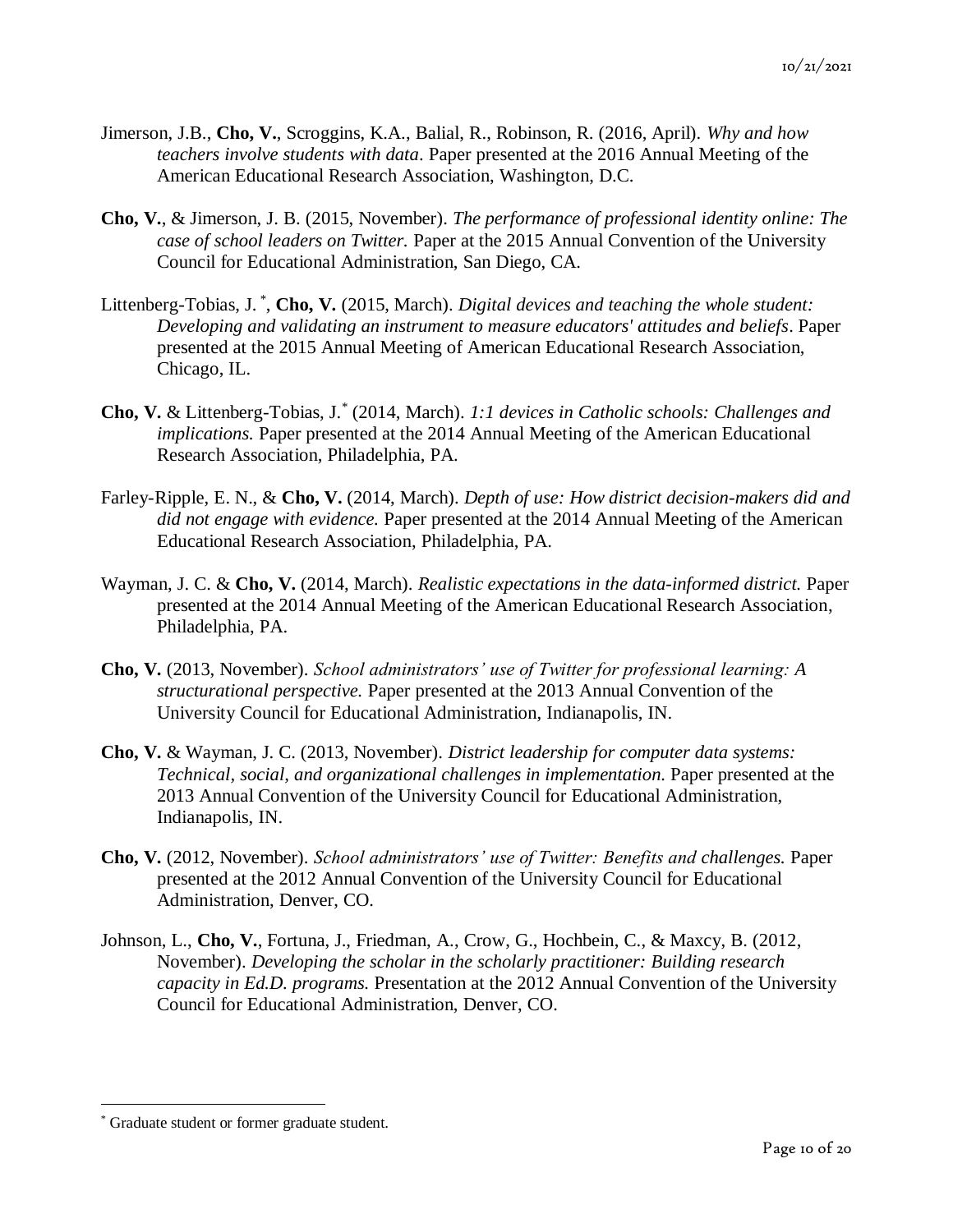Jimerson, J.B., **Cho, V.**, Scroggins, K.A., Balial, R., Robinson, R. (2016, April). *Why and how teachers involve students with data*. Paper presented at the 2016 Annual Meeting of the American Educational Research Association, Washington, D.C.

**Cho, V.**, & Jimerson, J. B. (2015, November). *The performance of professional identity online: The case of school leaders on Twitter.* Paper at the 2015 Annual Convention of the University Council for Educational Administration, San Diego, CA.

Littenberg-Tobias, J. [*], **Cho, V.** (2015, March). *Digital devices and teaching the whole student: Developing and validating an instrument to measure educators' attitudes and beliefs*. Paper presented at the 2015 Annual Meeting of American Educational Research Association, Chicago, IL.

**Cho, V.** & Littenberg-Tobias, J.[*] (2014, March). *1:1 devices in Catholic schools: Challenges and implications.* Paper presented at the 2014 Annual Meeting of the American Educational Research Association, Philadelphia, PA.

Farley-Ripple, E. N., & **Cho, V.** (2014, March). *Depth of use: How district decision-makers did and did not engage with evidence.* Paper presented at the 2014 Annual Meeting of the American Educational Research Association, Philadelphia, PA.

Wayman, J. C. & **Cho, V.** (2014, March). *Realistic expectations in the data-informed district.* Paper presented at the 2014 Annual Meeting of the American Educational Research Association, Philadelphia, PA.

**Cho, V.** (2013, November). *School administrators' use of Twitter for professional learning: A structurational perspective.* Paper presented at the 2013 Annual Convention of the University Council for Educational Administration, Indianapolis, IN.

**Cho, V.** & Wayman, J. C. (2013, November). *District leadership for computer data systems: Technical, social, and organizational challenges in implementation.* Paper presented at the 2013 Annual Convention of the University Council for Educational Administration, Indianapolis, IN.

**Cho, V.** (2012, November). *School administrators' use of Twitter: Benefits and challenges.* Paper presented at the 2012 Annual Convention of the University Council for Educational Administration, Denver, CO.

Johnson, L., **Cho, V.**, Fortuna, J., Friedman, A., Crow, G., Hochbein, C., & Maxcy, B. (2012, November). *Developing the scholar in the scholarly practitioner: Building research capacity in Ed.D. programs.* Presentation at the 2012 Annual Convention of the University Council for Educational Administration, Denver, CO.

---

[*] Graduate student or former graduate student.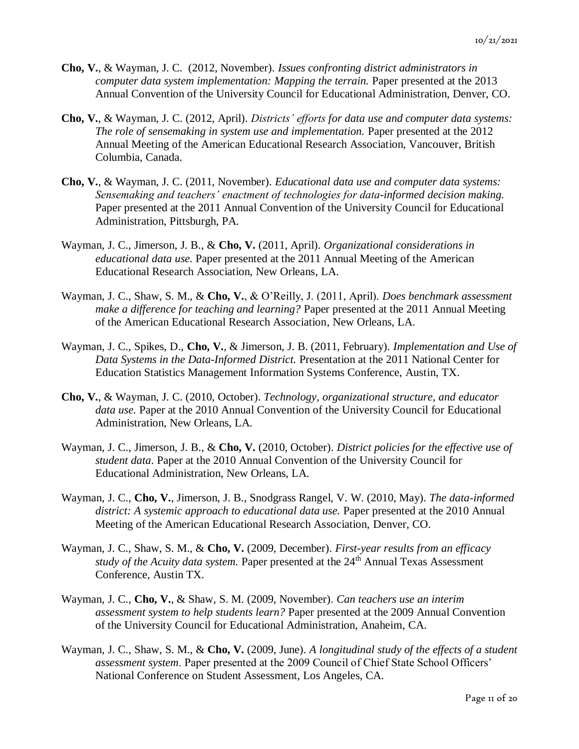**Cho, V.**, & Wayman, J. C. (2012, November). *Issues confronting district administrators in computer data system implementation: Mapping the terrain.* Paper presented at the 2013 Annual Convention of the University Council for Educational Administration, Denver, CO.

**Cho, V.**, & Wayman, J. C. (2012, April). *Districts' efforts for data use and computer data systems: The role of sensemaking in system use and implementation.* Paper presented at the 2012 Annual Meeting of the American Educational Research Association, Vancouver, British Columbia, Canada.

**Cho, V.**, & Wayman, J. C. (2011, November). *Educational data use and computer data systems: Sensemaking and teachers' enactment of technologies for data-informed decision making.* Paper presented at the 2011 Annual Convention of the University Council for Educational Administration, Pittsburgh, PA.

Wayman, J. C., Jimerson, J. B., & **Cho, V.** (2011, April). *Organizational considerations in educational data use.* Paper presented at the 2011 Annual Meeting of the American Educational Research Association, New Orleans, LA.

Wayman, J. C., Shaw, S. M., & **Cho, V.**, & O'Reilly, J. (2011, April). *Does benchmark assessment make a difference for teaching and learning?* Paper presented at the 2011 Annual Meeting of the American Educational Research Association, New Orleans, LA.

Wayman, J. C., Spikes, D., **Cho, V.**, & Jimerson, J. B. (2011, February). *Implementation and Use of Data Systems in the Data-Informed District.* Presentation at the 2011 National Center for Education Statistics Management Information Systems Conference, Austin, TX.

**Cho, V.**, & Wayman, J. C. (2010, October). *Technology, organizational structure, and educator data use.* Paper at the 2010 Annual Convention of the University Council for Educational Administration, New Orleans, LA.

Wayman, J. C., Jimerson, J. B., & **Cho, V.** (2010, October). *District policies for the effective use of student data*. Paper at the 2010 Annual Convention of the University Council for Educational Administration, New Orleans, LA.

Wayman, J. C., **Cho, V.**, Jimerson, J. B., Snodgrass Rangel, V. W. (2010, May). *The data-informed district: A systemic approach to educational data use.* Paper presented at the 2010 Annual Meeting of the American Educational Research Association, Denver, CO.

Wayman, J. C., Shaw, S. M., & **Cho, V.** (2009, December). *First-year results from an efficacy study of the Acuity data system.* Paper presented at the 24th Annual Texas Assessment Conference, Austin TX.

Wayman, J. C., **Cho, V.**, & Shaw, S. M. (2009, November). *Can teachers use an interim assessment system to help students learn?* Paper presented at the 2009 Annual Convention of the University Council for Educational Administration, Anaheim, CA.

Wayman, J. C., Shaw, S. M., & **Cho, V.** (2009, June). *A longitudinal study of the effects of a student assessment system*. Paper presented at the 2009 Council of Chief State School Officers' National Conference on Student Assessment, Los Angeles, CA.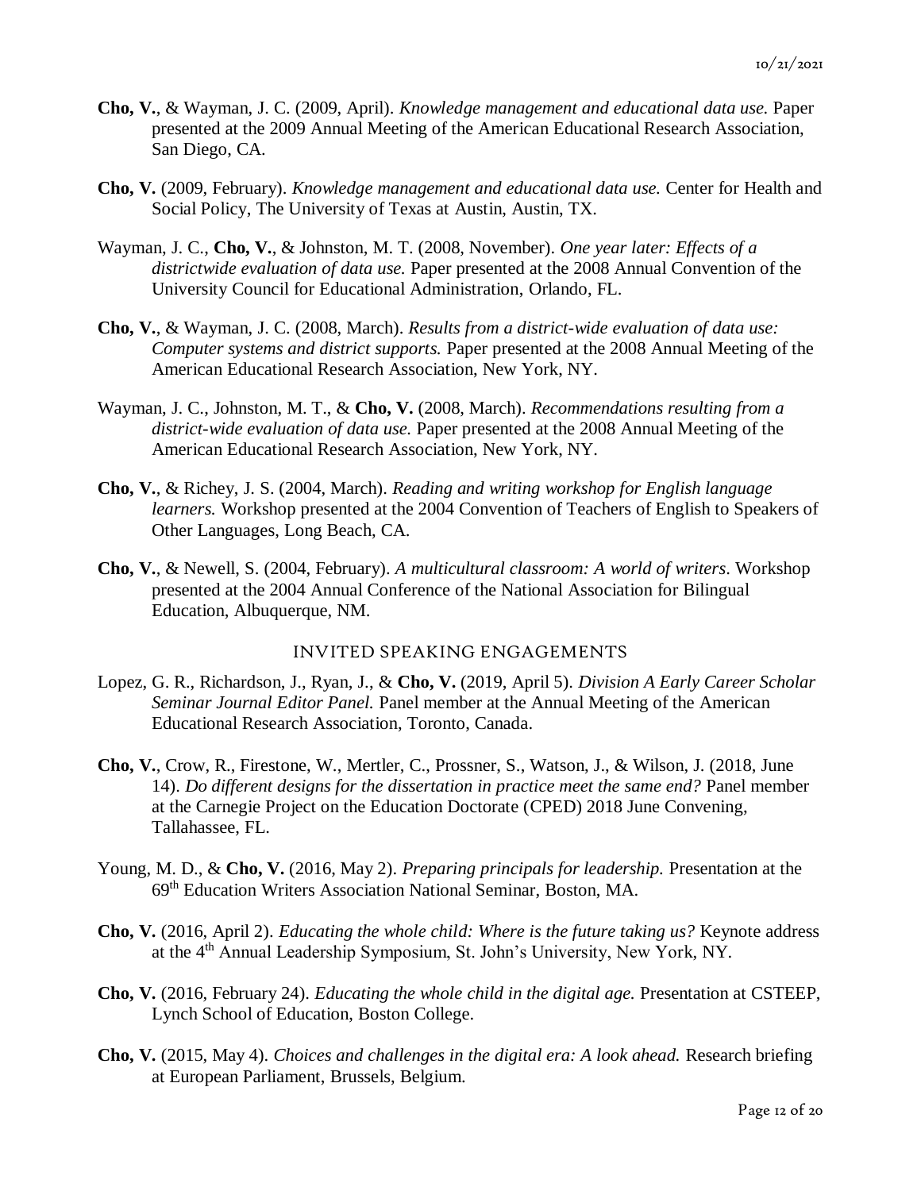**Cho, V.**, & Wayman, J. C. (2009, April). *Knowledge management and educational data use.* Paper presented at the 2009 Annual Meeting of the American Educational Research Association, San Diego, CA.

**Cho, V.** (2009, February). *Knowledge management and educational data use.* Center for Health and Social Policy, The University of Texas at Austin, Austin, TX.

Wayman, J. C., **Cho, V.**, & Johnston, M. T. (2008, November). *One year later: Effects of a districtwide evaluation of data use.* Paper presented at the 2008 Annual Convention of the University Council for Educational Administration, Orlando, FL.

**Cho, V.**, & Wayman, J. C. (2008, March). *Results from a district-wide evaluation of data use: Computer systems and district supports.* Paper presented at the 2008 Annual Meeting of the American Educational Research Association, New York, NY.

Wayman, J. C., Johnston, M. T., & **Cho, V.** (2008, March). *Recommendations resulting from a district-wide evaluation of data use.* Paper presented at the 2008 Annual Meeting of the American Educational Research Association, New York, NY.

**Cho, V.**, & Richey, J. S. (2004, March). *Reading and writing workshop for English language learners.* Workshop presented at the 2004 Convention of Teachers of English to Speakers of Other Languages, Long Beach, CA.

**Cho, V.**, & Newell, S. (2004, February). *A multicultural classroom: A world of writers*. Workshop presented at the 2004 Annual Conference of the National Association for Bilingual Education, Albuquerque, NM.

## INVITED SPEAKING ENGAGEMENTS

Lopez, G. R., Richardson, J., Ryan, J., & **Cho, V.** (2019, April 5). *Division A Early Career Scholar Seminar Journal Editor Panel.* Panel member at the Annual Meeting of the American Educational Research Association, Toronto, Canada.

**Cho, V.**, Crow, R., Firestone, W., Mertler, C., Prossner, S., Watson, J., & Wilson, J. (2018, June 14). *Do different designs for the dissertation in practice meet the same end?* Panel member at the Carnegie Project on the Education Doctorate (CPED) 2018 June Convening, Tallahassee, FL.

Young, M. D., & **Cho, V.** (2016, May 2). *Preparing principals for leadership.* Presentation at the 69th Education Writers Association National Seminar, Boston, MA.

**Cho, V.** (2016, April 2). *Educating the whole child: Where is the future taking us?* Keynote address at the 4th Annual Leadership Symposium, St. John's University, New York, NY.

**Cho, V.** (2016, February 24). *Educating the whole child in the digital age.* Presentation at CSTEEP, Lynch School of Education, Boston College.

**Cho, V.** (2015, May 4). *Choices and challenges in the digital era: A look ahead.* Research briefing at European Parliament, Brussels, Belgium.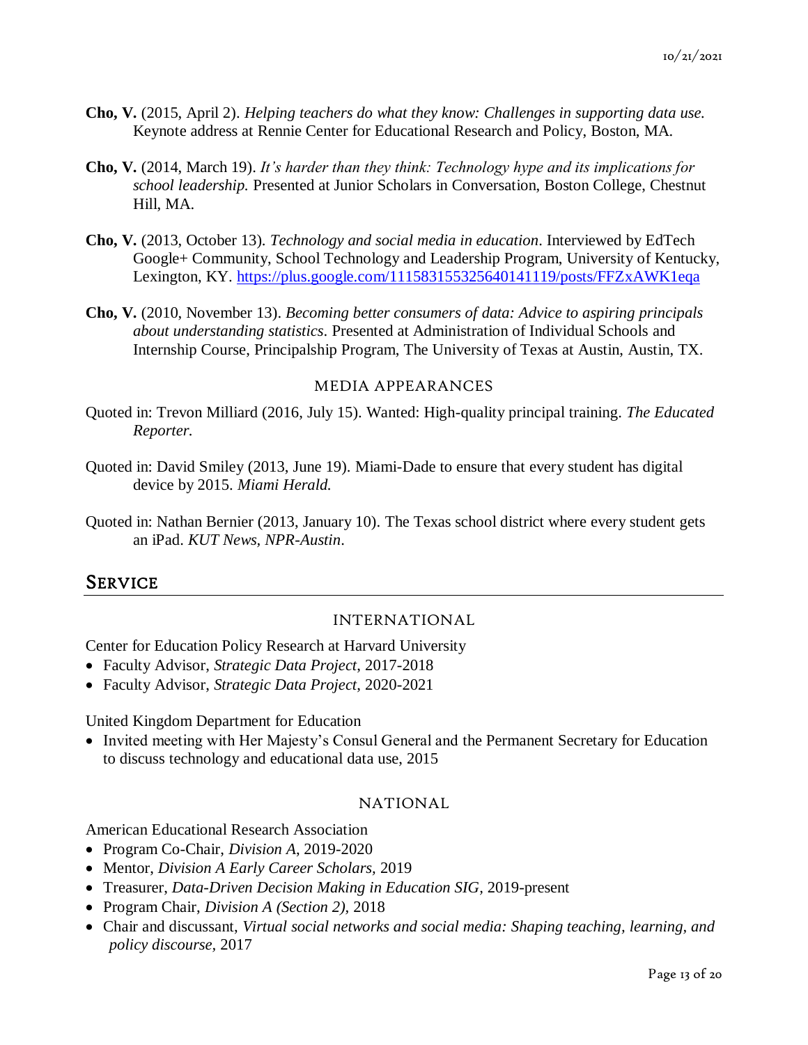**Cho, V.** (2015, April 2). *Helping teachers do what they know: Challenges in supporting data use.* Keynote address at Rennie Center for Educational Research and Policy, Boston, MA.

**Cho, V.** (2014, March 19). *It's harder than they think: Technology hype and its implications for school leadership.* Presented at Junior Scholars in Conversation, Boston College, Chestnut Hill, MA.

**Cho, V.** (2013, October 13). *Technology and social media in education*. Interviewed by EdTech Google+ Community, School Technology and Leadership Program, University of Kentucky, Lexington, KY. https://plus.google.com/111583155325640141119/posts/FFZxAWK1eqa

**Cho, V.** (2010, November 13). *Becoming better consumers of data: Advice to aspiring principals about understanding statistics*. Presented at Administration of Individual Schools and Internship Course, Principalship Program, The University of Texas at Austin, Austin, TX.

### MEDIA APPEARANCES

Quoted in: Trevon Milliard (2016, July 15). Wanted: High-quality principal training. *The Educated Reporter.*

Quoted in: David Smiley (2013, June 19). Miami-Dade to ensure that every student has digital device by 2015. *Miami Herald.*

Quoted in: Nathan Bernier (2013, January 10). The Texas school district where every student gets an iPad. *KUT News*, *NPR-Austin*.

## SERVICE

### INTERNATIONAL

Center for Education Policy Research at Harvard University

- Faculty Advisor, *Strategic Data Project*, 2017-2018
- Faculty Advisor, *Strategic Data Project*, 2020-2021

United Kingdom Department for Education

- Invited meeting with Her Majesty's Consul General and the Permanent Secretary for Education to discuss technology and educational data use, 2015

### NATIONAL

American Educational Research Association

- Program Co-Chair, *Division A*, 2019-2020
- Mentor, *Division A Early Career Scholars*, 2019
- Treasurer, *Data-Driven Decision Making in Education SIG*, 2019-present
- Program Chair, *Division A (Section 2)*, 2018
- Chair and discussant, *Virtual social networks and social media: Shaping teaching, learning, and policy discourse*, 2017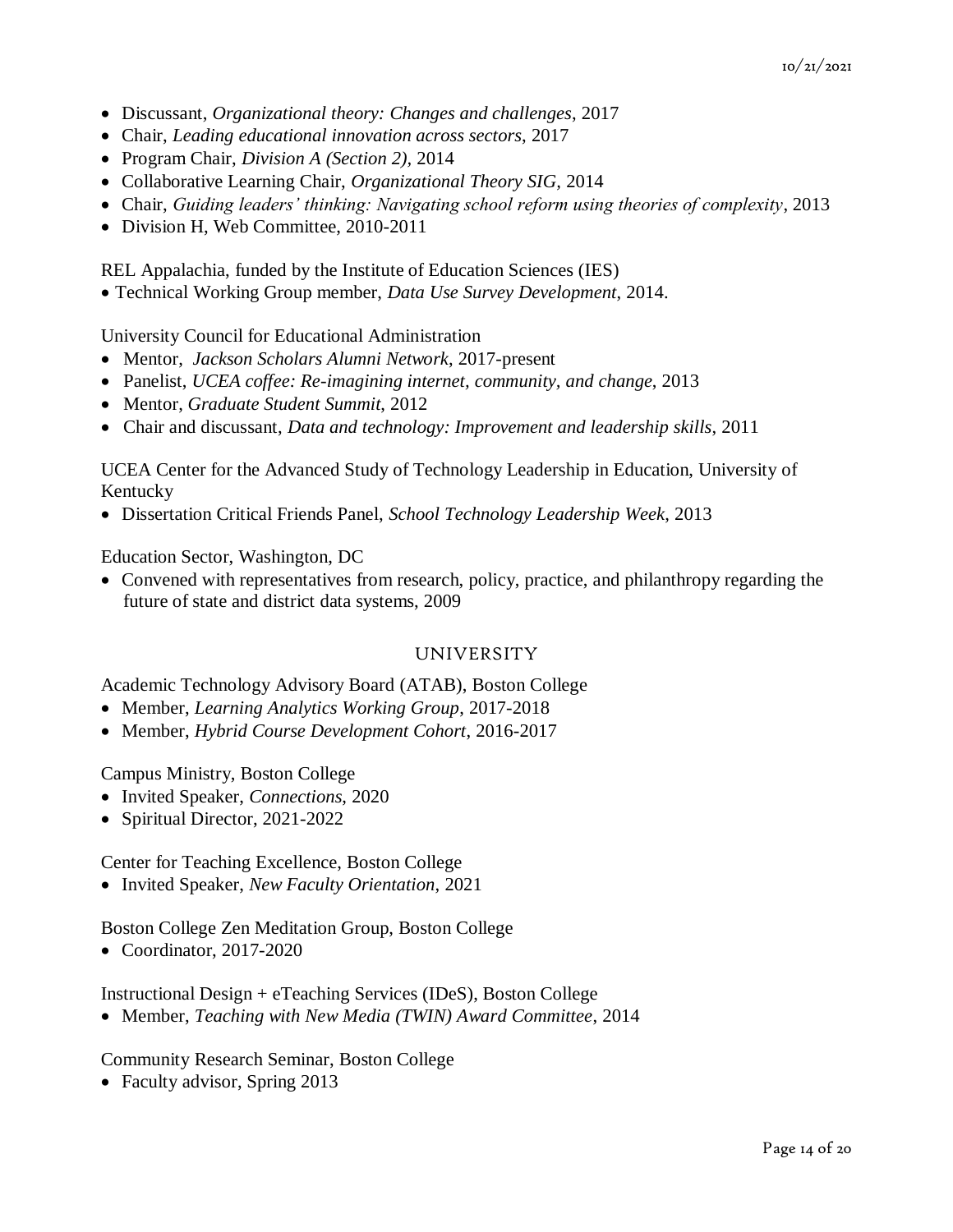- Discussant, *Organizational theory: Changes and challenges*, 2017
- Chair, *Leading educational innovation across sectors*, 2017
- Program Chair, *Division A (Section 2)*, 2014
- Collaborative Learning Chair, *Organizational Theory SIG*, 2014
- Chair, *Guiding leaders' thinking: Navigating school reform using theories of complexity*, 2013
- Division H, Web Committee, 2010-2011

REL Appalachia, funded by the Institute of Education Sciences (IES)

- Technical Working Group member, *Data Use Survey Development*, 2014.

University Council for Educational Administration

- Mentor, *Jackson Scholars Alumni Network*, 2017-present
- Panelist, *UCEA coffee: Re-imagining internet, community, and change*, 2013
- Mentor, *Graduate Student Summit*, 2012
- Chair and discussant, *Data and technology: Improvement and leadership skills*, 2011

UCEA Center for the Advanced Study of Technology Leadership in Education, University of Kentucky

- Dissertation Critical Friends Panel, *School Technology Leadership Week*, 2013

Education Sector, Washington, DC

- Convened with representatives from research, policy, practice, and philanthropy regarding the future of state and district data systems, 2009

## UNIVERSITY

Academic Technology Advisory Board (ATAB), Boston College

- Member, *Learning Analytics Working Group*, 2017-2018
- Member, *Hybrid Course Development Cohort*, 2016-2017

Campus Ministry, Boston College

- Invited Speaker, *Connections*, 2020
- Spiritual Director, 2021-2022

Center for Teaching Excellence, Boston College

- Invited Speaker, *New Faculty Orientation*, 2021

Boston College Zen Meditation Group, Boston College

- Coordinator, 2017-2020

Instructional Design + eTeaching Services (IDeS), Boston College

- Member, *Teaching with New Media (TWIN) Award Committee*, 2014

Community Research Seminar, Boston College

- Faculty advisor, Spring 2013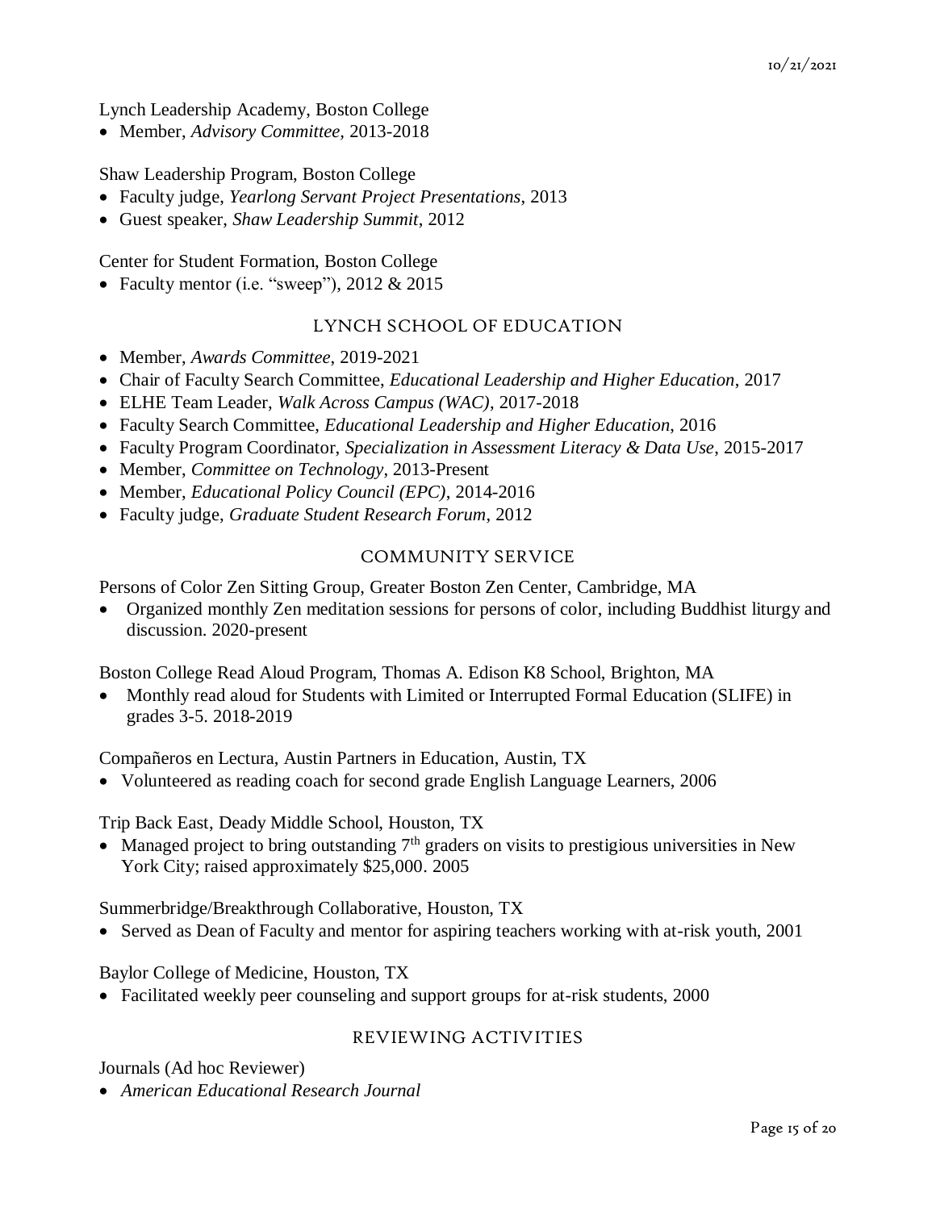Lynch Leadership Academy, Boston College

- Member, *Advisory Committee*, 2013-2018

Shaw Leadership Program, Boston College

- Faculty judge, *Yearlong Servant Project Presentations*, 2013
- Guest speaker, *Shaw Leadership Summit*, 2012

Center for Student Formation, Boston College

- Faculty mentor (i.e. "sweep"), 2012 & 2015

## LYNCH SCHOOL OF EDUCATION

- Member, *Awards Committee*, 2019-2021
- Chair of Faculty Search Committee, *Educational Leadership and Higher Education*, 2017
- ELHE Team Leader, *Walk Across Campus (WAC)*, 2017-2018
- Faculty Search Committee, *Educational Leadership and Higher Education*, 2016
- Faculty Program Coordinator, *Specialization in Assessment Literacy & Data Use*, 2015-2017
- Member, *Committee on Technology*, 2013-Present
- Member, *Educational Policy Council (EPC)*, 2014-2016
- Faculty judge, *Graduate Student Research Forum*, 2012

## COMMUNITY SERVICE

Persons of Color Zen Sitting Group, Greater Boston Zen Center, Cambridge, MA

- Organized monthly Zen meditation sessions for persons of color, including Buddhist liturgy and discussion. 2020-present

Boston College Read Aloud Program, Thomas A. Edison K8 School, Brighton, MA

- Monthly read aloud for Students with Limited or Interrupted Formal Education (SLIFE) in grades 3-5. 2018-2019

Compañeros en Lectura, Austin Partners in Education, Austin, TX

- Volunteered as reading coach for second grade English Language Learners, 2006

Trip Back East, Deady Middle School, Houston, TX

- Managed project to bring outstanding 7th graders on visits to prestigious universities in New York City; raised approximately $25,000. 2005

Summerbridge/Breakthrough Collaborative, Houston, TX

- Served as Dean of Faculty and mentor for aspiring teachers working with at-risk youth, 2001

Baylor College of Medicine, Houston, TX

- Facilitated weekly peer counseling and support groups for at-risk students, 2000

## REVIEWING ACTIVITIES

Journals (Ad hoc Reviewer)

- *American Educational Research Journal*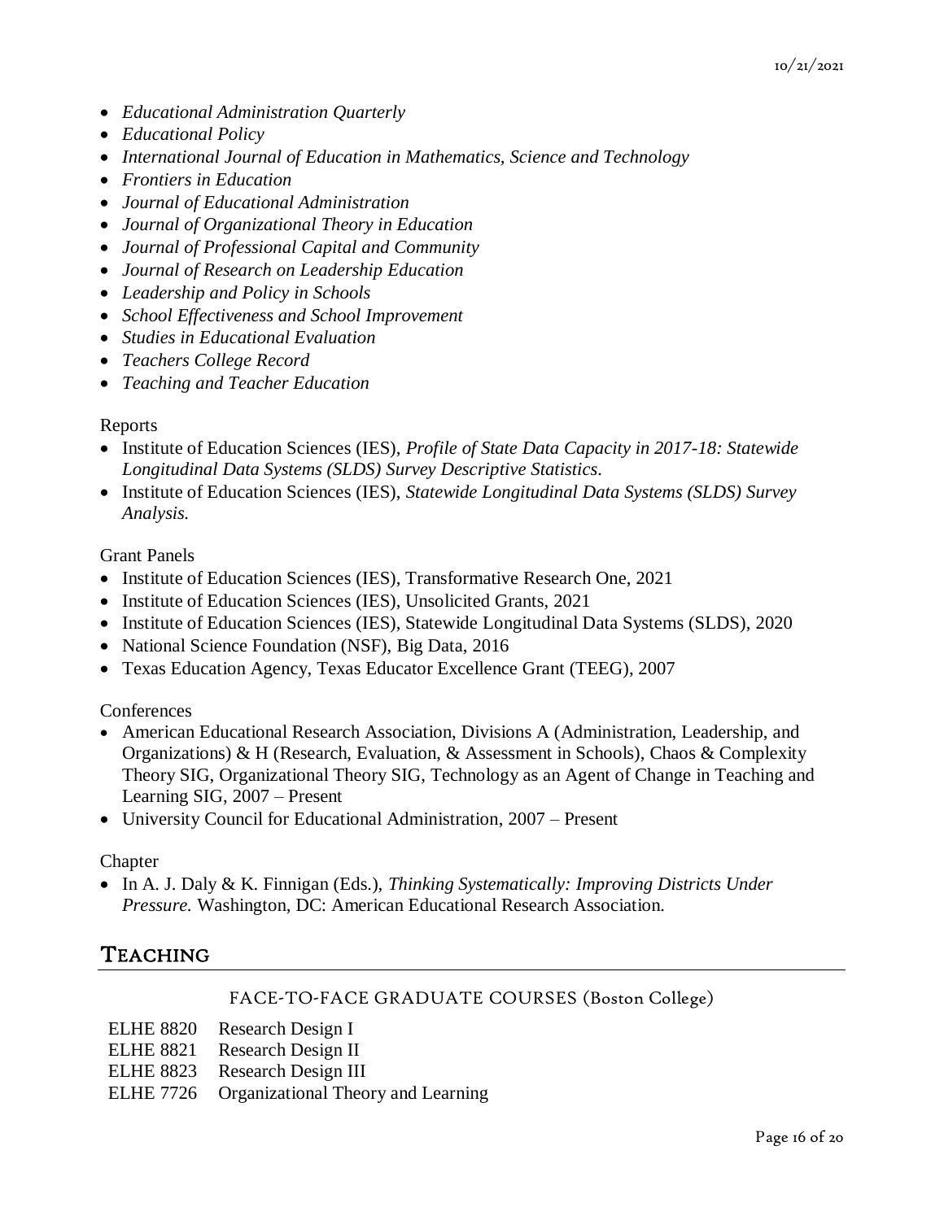- *Educational Administration Quarterly*
- *Educational Policy*
- *International Journal of Education in Mathematics, Science and Technology*
- *Frontiers in Education*
- *Journal of Educational Administration*
- *Journal of Organizational Theory in Education*
- *Journal of Professional Capital and Community*
- *Journal of Research on Leadership Education*
- *Leadership and Policy in Schools*
- *School Effectiveness and School Improvement*
- *Studies in Educational Evaluation*
- *Teachers College Record*
- *Teaching and Teacher Education*

Reports

- Institute of Education Sciences (IES), *Profile of State Data Capacity in 2017-18: Statewide Longitudinal Data Systems (SLDS) Survey Descriptive Statistics*.
- Institute of Education Sciences (IES), *Statewide Longitudinal Data Systems (SLDS) Survey Analysis.*

Grant Panels

- Institute of Education Sciences (IES), Transformative Research One, 2021
- Institute of Education Sciences (IES), Unsolicited Grants, 2021
- Institute of Education Sciences (IES), Statewide Longitudinal Data Systems (SLDS), 2020
- National Science Foundation (NSF), Big Data, 2016
- Texas Education Agency, Texas Educator Excellence Grant (TEEG), 2007

Conferences

- American Educational Research Association, Divisions A (Administration, Leadership, and Organizations) & H (Research, Evaluation, & Assessment in Schools), Chaos & Complexity Theory SIG, Organizational Theory SIG, Technology as an Agent of Change in Teaching and Learning SIG, 2007 – Present
- University Council for Educational Administration, 2007 – Present

Chapter

- In A. J. Daly & K. Finnigan (Eds.), *Thinking Systematically: Improving Districts Under Pressure.* Washington, DC: American Educational Research Association.

## Teaching

### FACE-TO-FACE GRADUATE COURSES (Boston College)

ELHE 8820 Research Design I
ELHE 8821 Research Design II
ELHE 8823 Research Design III
ELHE 7726 Organizational Theory and Learning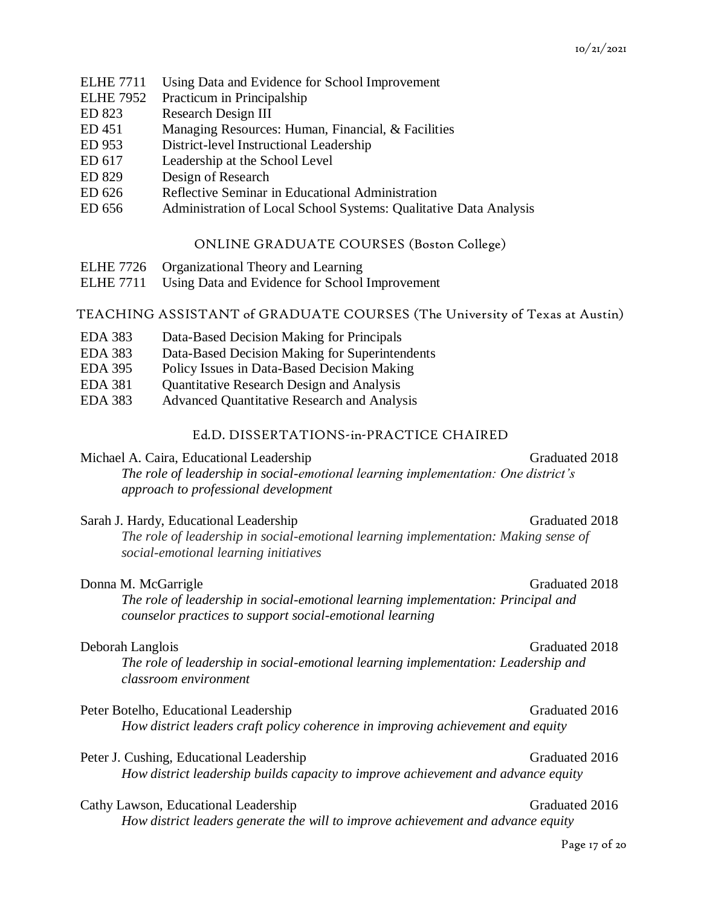| | |
|---|---|
| ELHE 7711 | Using Data and Evidence for School Improvement |
| ELHE 7952 | Practicum in Principalship |
| ED 823 | Research Design III |
| ED 451 | Managing Resources: Human, Financial, & Facilities |
| ED 953 | District-level Instructional Leadership |
| ED 617 | Leadership at the School Level |
| ED 829 | Design of Research |
| ED 626 | Reflective Seminar in Educational Administration |
| ED 656 | Administration of Local School Systems: Qualitative Data Analysis |

### ONLINE GRADUATE COURSES (Boston College)

| | |
|---|---|
| ELHE 7726 | Organizational Theory and Learning |
| ELHE 7711 | Using Data and Evidence for School Improvement |

### TEACHING ASSISTANT of GRADUATE COURSES (The University of Texas at Austin)

| | |
|---|---|
| EDA 383 | Data-Based Decision Making for Principals |
| EDA 383 | Data-Based Decision Making for Superintendents |
| EDA 395 | Policy Issues in Data-Based Decision Making |
| EDA 381 | Quantitative Research Design and Analysis |
| EDA 383 | Advanced Quantitative Research and Analysis |

### Ed.D. DISSERTATIONS-in-PRACTICE CHAIRED

Michael A. Caira, Educational Leadership — Graduated 2018
*The role of leadership in social-emotional learning implementation: One district's approach to professional development*

Sarah J. Hardy, Educational Leadership — Graduated 2018
*The role of leadership in social-emotional learning implementation: Making sense of social-emotional learning initiatives*

Donna M. McGarrigle — Graduated 2018
*The role of leadership in social-emotional learning implementation: Principal and counselor practices to support social-emotional learning*

Deborah Langlois — Graduated 2018
*The role of leadership in social-emotional learning implementation: Leadership and classroom environment*

Peter Botelho, Educational Leadership — Graduated 2016
*How district leaders craft policy coherence in improving achievement and equity*

Peter J. Cushing, Educational Leadership — Graduated 2016
*How district leadership builds capacity to improve achievement and advance equity*

Cathy Lawson, Educational Leadership — Graduated 2016
*How district leaders generate the will to improve achievement and advance equity*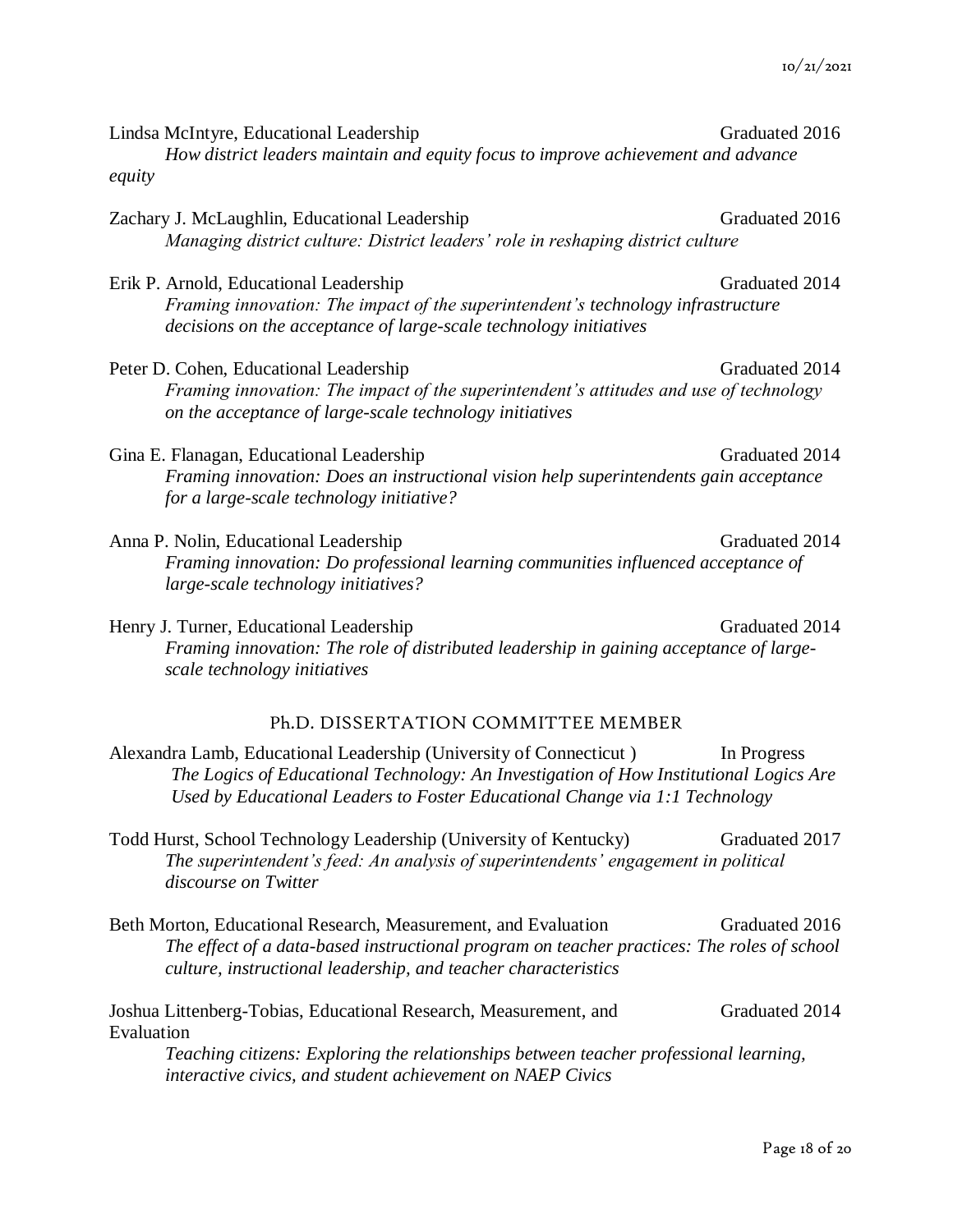Lindsa McIntyre, Educational Leadership — Graduated 2016
*How district leaders maintain and equity focus to improve achievement and advance equity*

Zachary J. McLaughlin, Educational Leadership — Graduated 2016
*Managing district culture: District leaders' role in reshaping district culture*

Erik P. Arnold, Educational Leadership — Graduated 2014
*Framing innovation: The impact of the superintendent's technology infrastructure decisions on the acceptance of large-scale technology initiatives*

Peter D. Cohen, Educational Leadership — Graduated 2014
*Framing innovation: The impact of the superintendent's attitudes and use of technology on the acceptance of large-scale technology initiatives*

Gina E. Flanagan, Educational Leadership — Graduated 2014
*Framing innovation: Does an instructional vision help superintendents gain acceptance for a large-scale technology initiative?*

Anna P. Nolin, Educational Leadership — Graduated 2014
*Framing innovation: Do professional learning communities influenced acceptance of large-scale technology initiatives?*

Henry J. Turner, Educational Leadership — Graduated 2014
*Framing innovation: The role of distributed leadership in gaining acceptance of large-scale technology initiatives*

## Ph.D. DISSERTATION COMMITTEE MEMBER

Alexandra Lamb, Educational Leadership (University of Connecticut ) — In Progress
*The Logics of Educational Technology: An Investigation of How Institutional Logics Are Used by Educational Leaders to Foster Educational Change via 1:1 Technology*

Todd Hurst, School Technology Leadership (University of Kentucky) — Graduated 2017
*The superintendent's feed: An analysis of superintendents' engagement in political discourse on Twitter*

Beth Morton, Educational Research, Measurement, and Evaluation — Graduated 2016
*The effect of a data-based instructional program on teacher practices: The roles of school culture, instructional leadership, and teacher characteristics*

Joshua Littenberg-Tobias, Educational Research, Measurement, and Evaluation — Graduated 2014
*Teaching citizens: Exploring the relationships between teacher professional learning, interactive civics, and student achievement on NAEP Civics*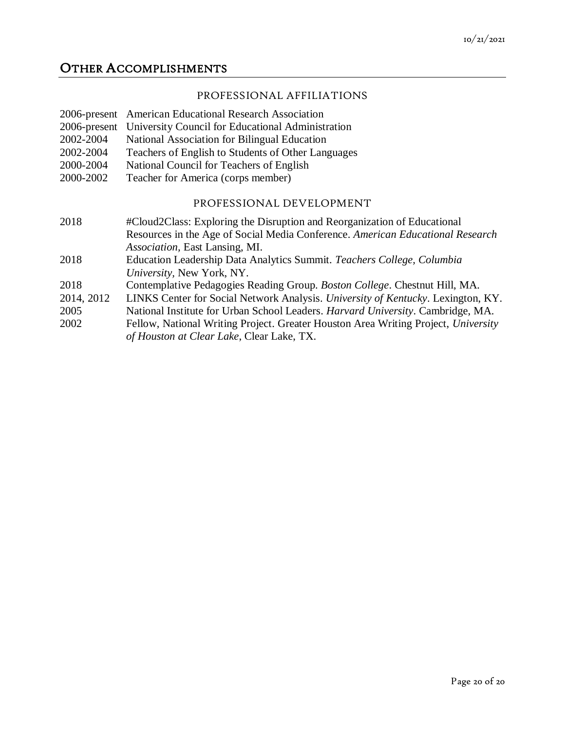## Other Accomplishments

### PROFESSIONAL AFFILIATIONS

| | |
|---|---|
| 2006-present | American Educational Research Association |
| 2006-present | University Council for Educational Administration |
| 2002-2004 | National Association for Bilingual Education |
| 2002-2004 | Teachers of English to Students of Other Languages |
| 2000-2004 | National Council for Teachers of English |
| 2000-2002 | Teacher for America (corps member) |

### PROFESSIONAL DEVELOPMENT

| | |
|---|---|
| 2018 | #Cloud2Class: Exploring the Disruption and Reorganization of Educational Resources in the Age of Social Media Conference. *American Educational Research Association*, East Lansing, MI. |
| 2018 | Education Leadership Data Analytics Summit. *Teachers College, Columbia University*, New York, NY. |
| 2018 | Contemplative Pedagogies Reading Group. *Boston College*. Chestnut Hill, MA. |
| 2014, 2012 | LINKS Center for Social Network Analysis. *University of Kentucky*. Lexington, KY. |
| 2005 | National Institute for Urban School Leaders. *Harvard University*. Cambridge, MA. |
| 2002 | Fellow, National Writing Project. Greater Houston Area Writing Project, *University of Houston at Clear Lake*, Clear Lake, TX. |